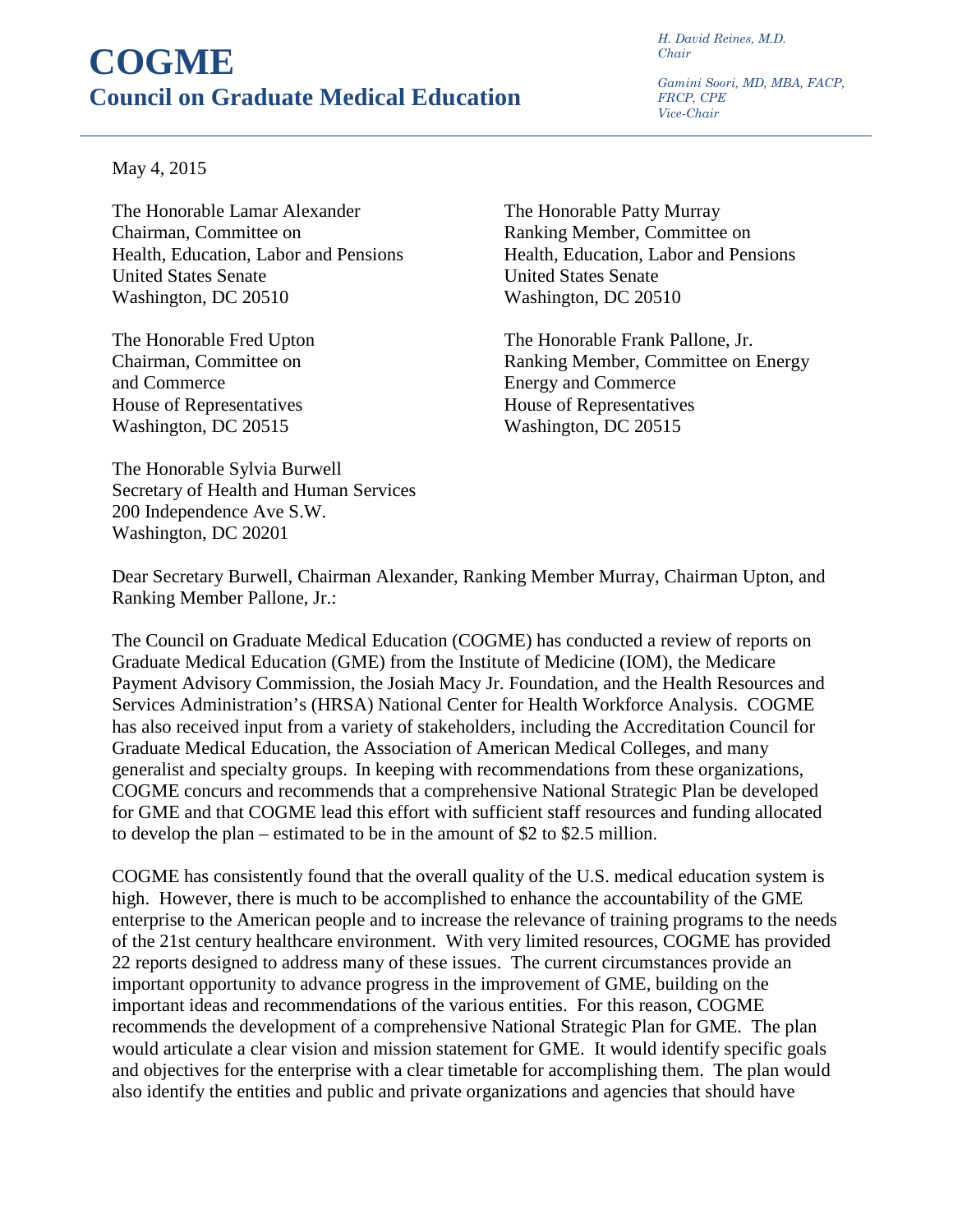# COGME

## Council on Graduate Medical Education

*H. David Reines, M.D.*
*Chair*

*Gamini Soori, MD, MBA, FACP, FRCP, CPE*
*Vice-Chair*

May 4, 2015

The Honorable Lamar Alexander
Chairman, Committee on
Health, Education, Labor and Pensions
United States Senate
Washington, DC 20510

The Honorable Patty Murray
Ranking Member, Committee on
Health, Education, Labor and Pensions
United States Senate
Washington, DC 20510

The Honorable Fred Upton
Chairman, Committee on
and Commerce
House of Representatives
Washington, DC 20515

The Honorable Frank Pallone, Jr.
Ranking Member, Committee on Energy
Energy and Commerce
House of Representatives
Washington, DC 20515

The Honorable Sylvia Burwell
Secretary of Health and Human Services
200 Independence Ave S.W.
Washington, DC 20201

Dear Secretary Burwell, Chairman Alexander, Ranking Member Murray, Chairman Upton, and Ranking Member Pallone, Jr.:

The Council on Graduate Medical Education (COGME) has conducted a review of reports on Graduate Medical Education (GME) from the Institute of Medicine (IOM), the Medicare Payment Advisory Commission, the Josiah Macy Jr. Foundation, and the Health Resources and Services Administration's (HRSA) National Center for Health Workforce Analysis. COGME has also received input from a variety of stakeholders, including the Accreditation Council for Graduate Medical Education, the Association of American Medical Colleges, and many generalist and specialty groups. In keeping with recommendations from these organizations, COGME concurs and recommends that a comprehensive National Strategic Plan be developed for GME and that COGME lead this effort with sufficient staff resources and funding allocated to develop the plan – estimated to be in the amount of $2 to $2.5 million.

COGME has consistently found that the overall quality of the U.S. medical education system is high. However, there is much to be accomplished to enhance the accountability of the GME enterprise to the American people and to increase the relevance of training programs to the needs of the 21st century healthcare environment. With very limited resources, COGME has provided 22 reports designed to address many of these issues. The current circumstances provide an important opportunity to advance progress in the improvement of GME, building on the important ideas and recommendations of the various entities. For this reason, COGME recommends the development of a comprehensive National Strategic Plan for GME. The plan would articulate a clear vision and mission statement for GME. It would identify specific goals and objectives for the enterprise with a clear timetable for accomplishing them. The plan would also identify the entities and public and private organizations and agencies that should have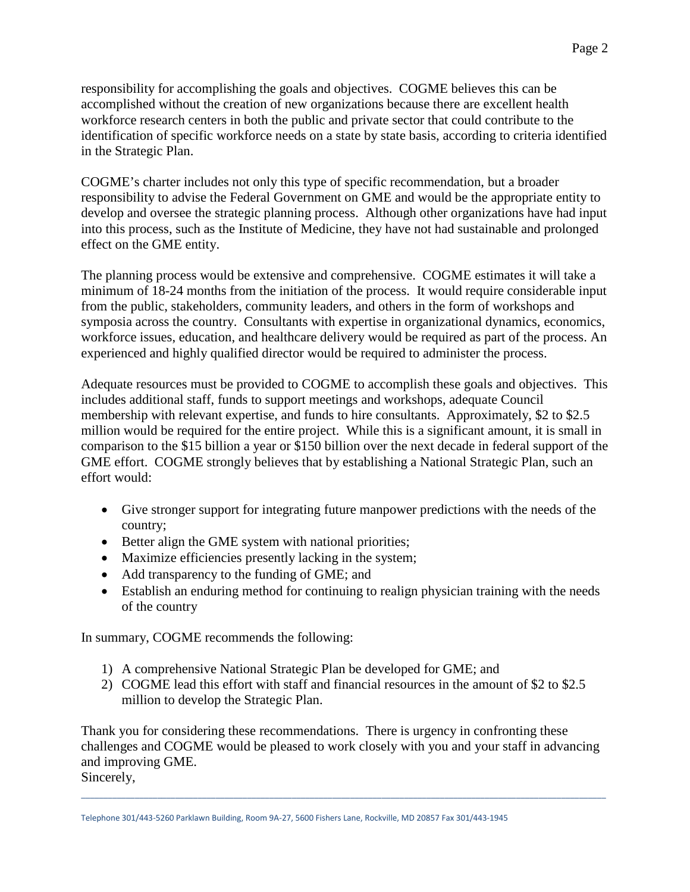responsibility for accomplishing the goals and objectives. COGME believes this can be accomplished without the creation of new organizations because there are excellent health workforce research centers in both the public and private sector that could contribute to the identification of specific workforce needs on a state by state basis, according to criteria identified in the Strategic Plan.

COGME's charter includes not only this type of specific recommendation, but a broader responsibility to advise the Federal Government on GME and would be the appropriate entity to develop and oversee the strategic planning process. Although other organizations have had input into this process, such as the Institute of Medicine, they have not had sustainable and prolonged effect on the GME entity.

The planning process would be extensive and comprehensive. COGME estimates it will take a minimum of 18-24 months from the initiation of the process. It would require considerable input from the public, stakeholders, community leaders, and others in the form of workshops and symposia across the country. Consultants with expertise in organizational dynamics, economics, workforce issues, education, and healthcare delivery would be required as part of the process. An experienced and highly qualified director would be required to administer the process.

Adequate resources must be provided to COGME to accomplish these goals and objectives. This includes additional staff, funds to support meetings and workshops, adequate Council membership with relevant expertise, and funds to hire consultants. Approximately, $2 to $2.5 million would be required for the entire project. While this is a significant amount, it is small in comparison to the $15 billion a year or $150 billion over the next decade in federal support of the GME effort. COGME strongly believes that by establishing a National Strategic Plan, such an effort would:

- Give stronger support for integrating future manpower predictions with the needs of the country;
- Better align the GME system with national priorities;
- Maximize efficiencies presently lacking in the system;
- Add transparency to the funding of GME; and
- Establish an enduring method for continuing to realign physician training with the needs of the country

In summary, COGME recommends the following:

1) A comprehensive National Strategic Plan be developed for GME; and
2) COGME lead this effort with staff and financial resources in the amount of $2 to $2.5 million to develop the Strategic Plan.

Thank you for considering these recommendations. There is urgency in confronting these challenges and COGME would be pleased to work closely with you and your staff in advancing and improving GME.

Sincerely,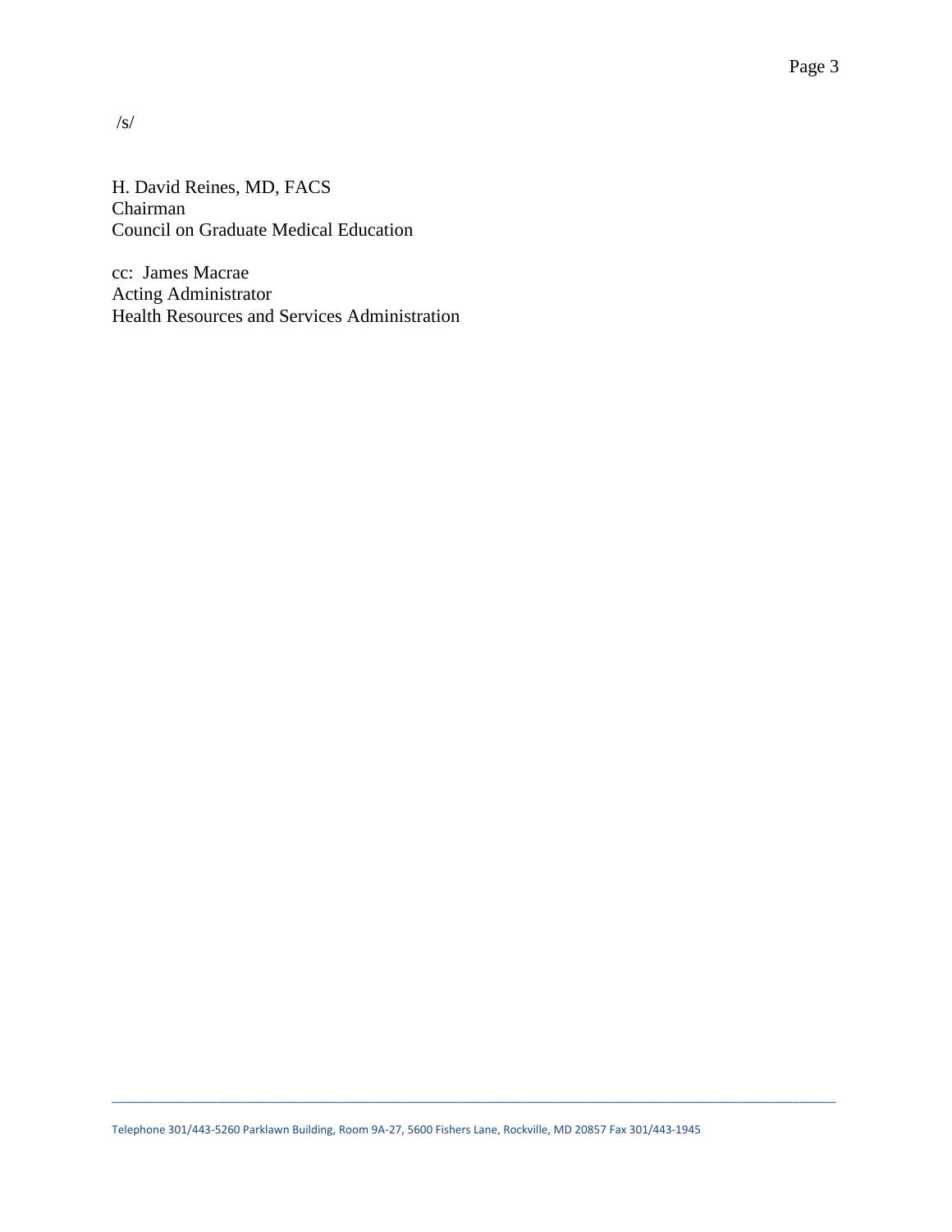/s/

H. David Reines, MD, FACS
Chairman
Council on Graduate Medical Education

cc: James Macrae
Acting Administrator
Health Resources and Services Administration

Telephone 301/443-5260 Parklawn Building, Room 9A-27, 5600 Fishers Lane, Rockville, MD 20857 Fax 301/443-1945